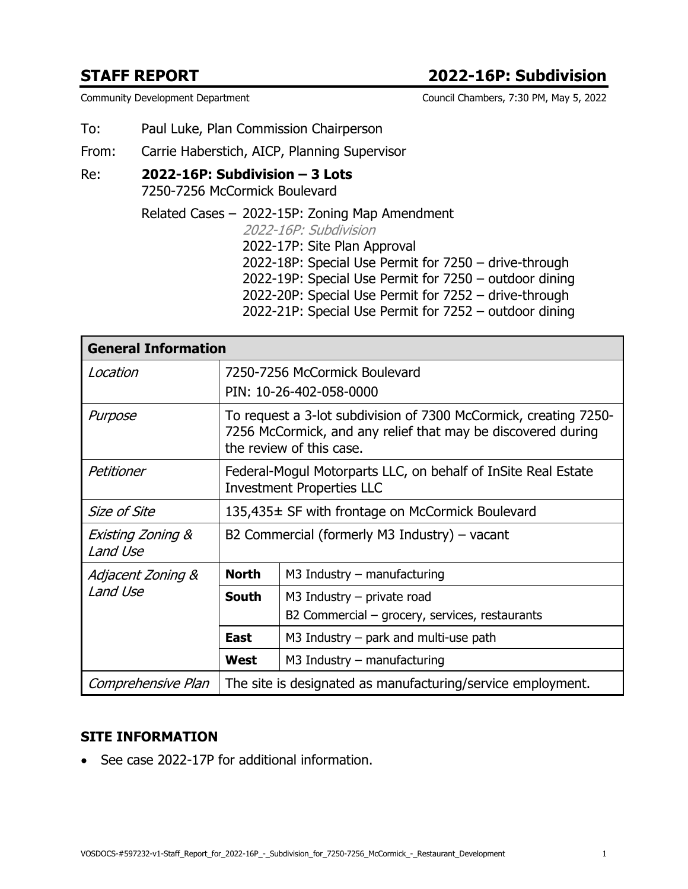# STAFF REPORT — 2022-16P: Subdivision

Community Development Department — Council Chambers, 7:30 PM, May 5, 2022

To: Paul Luke, Plan Commission Chairperson

From: Carrie Haberstich, AICP, Planning Supervisor

Re: **2022-16P: Subdivision – 3 Lots**
7250-7256 McCormick Boulevard

Related Cases –
- 2022-15P: Zoning Map Amendment
- *2022-16P: Subdivision*
- 2022-17P: Site Plan Approval
- 2022-18P: Special Use Permit for 7250 – drive-through
- 2022-19P: Special Use Permit for 7250 – outdoor dining
- 2022-20P: Special Use Permit for 7252 – drive-through
- 2022-21P: Special Use Permit for 7252 – outdoor dining

| **General Information** | | |
|---|---|---|
| *Location* | 7250-7256 McCormick Boulevard<br>PIN: 10-26-402-058-0000 | |
| *Purpose* | To request a 3-lot subdivision of 7300 McCormick, creating 7250-7256 McCormick, and any relief that may be discovered during the review of this case. | |
| *Petitioner* | Federal-Mogul Motorparts LLC, on behalf of InSite Real Estate Investment Properties LLC | |
| *Size of Site* | 135,435± SF with frontage on McCormick Boulevard | |
| *Existing Zoning & Land Use* | B2 Commercial (formerly M3 Industry) – vacant | |
| *Adjacent Zoning & Land Use* | **North** | M3 Industry – manufacturing |
| | **South** | M3 Industry – private road<br>B2 Commercial – grocery, services, restaurants |
| | **East** | M3 Industry – park and multi-use path |
| | **West** | M3 Industry – manufacturing |
| *Comprehensive Plan* | The site is designated as manufacturing/service employment. | |

## SITE INFORMATION

- See case 2022-17P for additional information.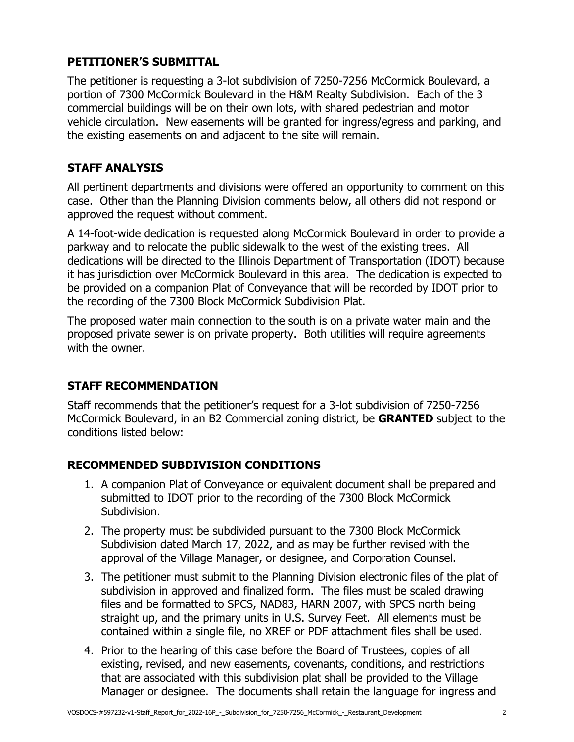## PETITIONER'S SUBMITTAL

The petitioner is requesting a 3-lot subdivision of 7250-7256 McCormick Boulevard, a portion of 7300 McCormick Boulevard in the H&M Realty Subdivision. Each of the 3 commercial buildings will be on their own lots, with shared pedestrian and motor vehicle circulation. New easements will be granted for ingress/egress and parking, and the existing easements on and adjacent to the site will remain.

## STAFF ANALYSIS

All pertinent departments and divisions were offered an opportunity to comment on this case. Other than the Planning Division comments below, all others did not respond or approved the request without comment.

A 14-foot-wide dedication is requested along McCormick Boulevard in order to provide a parkway and to relocate the public sidewalk to the west of the existing trees. All dedications will be directed to the Illinois Department of Transportation (IDOT) because it has jurisdiction over McCormick Boulevard in this area. The dedication is expected to be provided on a companion Plat of Conveyance that will be recorded by IDOT prior to the recording of the 7300 Block McCormick Subdivision Plat.

The proposed water main connection to the south is on a private water main and the proposed private sewer is on private property. Both utilities will require agreements with the owner.

## STAFF RECOMMENDATION

Staff recommends that the petitioner's request for a 3-lot subdivision of 7250-7256 McCormick Boulevard, in an B2 Commercial zoning district, be **GRANTED** subject to the conditions listed below:

## RECOMMENDED SUBDIVISION CONDITIONS

1. A companion Plat of Conveyance or equivalent document shall be prepared and submitted to IDOT prior to the recording of the 7300 Block McCormick Subdivision.
2. The property must be subdivided pursuant to the 7300 Block McCormick Subdivision dated March 17, 2022, and as may be further revised with the approval of the Village Manager, or designee, and Corporation Counsel.
3. The petitioner must submit to the Planning Division electronic files of the plat of subdivision in approved and finalized form. The files must be scaled drawing files and be formatted to SPCS, NAD83, HARN 2007, with SPCS north being straight up, and the primary units in U.S. Survey Feet. All elements must be contained within a single file, no XREF or PDF attachment files shall be used.
4. Prior to the hearing of this case before the Board of Trustees, copies of all existing, revised, and new easements, covenants, conditions, and restrictions that are associated with this subdivision plat shall be provided to the Village Manager or designee. The documents shall retain the language for ingress and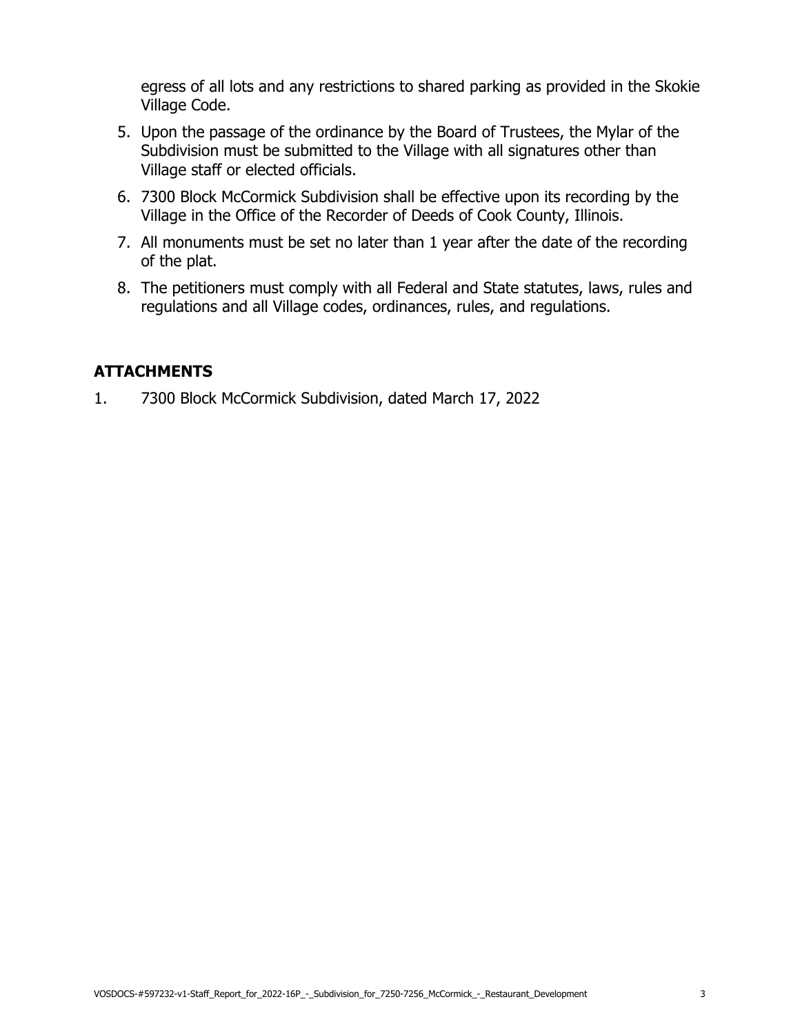egress of all lots and any restrictions to shared parking as provided in the Skokie Village Code.

5. Upon the passage of the ordinance by the Board of Trustees, the Mylar of the Subdivision must be submitted to the Village with all signatures other than Village staff or elected officials.
6. 7300 Block McCormick Subdivision shall be effective upon its recording by the Village in the Office of the Recorder of Deeds of Cook County, Illinois.
7. All monuments must be set no later than 1 year after the date of the recording of the plat.
8. The petitioners must comply with all Federal and State statutes, laws, rules and regulations and all Village codes, ordinances, rules, and regulations.

## ATTACHMENTS

1. 7300 Block McCormick Subdivision, dated March 17, 2022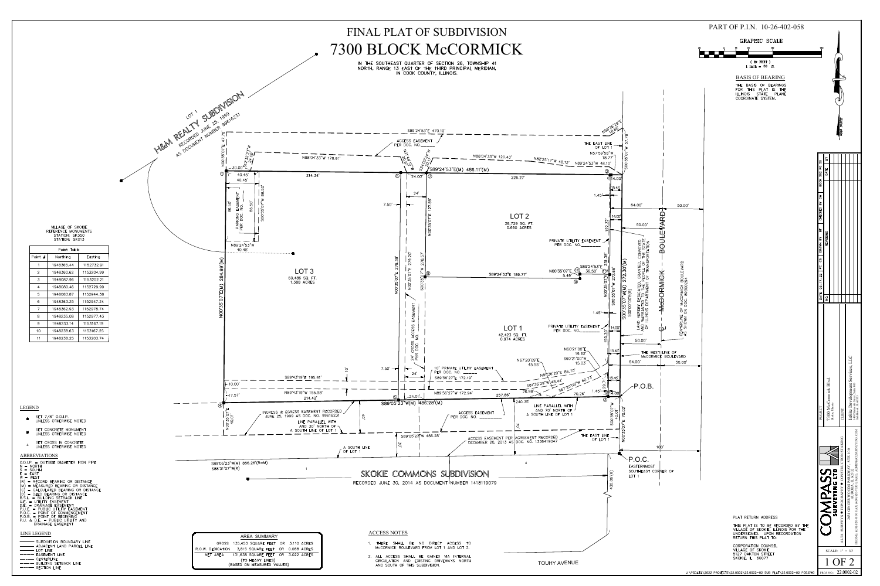PART OF P.I.N. 10-26-402-058

# FINAL PLAT OF SUBDIVISION

# 7300 BLOCK McCORMICK

IN THE SOUTHEAST QUARTER OF SECTION 26, TOWNSHIP 41 NORTH, RANGE 13 EAST OF THE THIRD PRINCIPAL MERIDIAN, IN COOK COUNTY, ILLINOIS.

GRAPHIC SCALE

( IN FEET )
1 inch = 30 ft.

BASIS OF BEARING

THE BASIS OF BEARINGS FOR THIS PLAT IS THE ILLINOIS STATE PLANE COORDINATE SYSTEM.

GRID NORTH

VILLAGE OF SKOKIE REFERENCE MONUMENTS STATION: SK350 STATION: SK013

| Point Table | | |
|---|---|---|
| Point # | Northing | Easting |
| 1 | 1948365.44 | 1152732.91 |
| 2 | 1948360.62 | 1153204.99 |
| 3 | 1948087.96 | 1153202.21 |
| 4 | 1948080.46 | 1152729.99 |
| 5 | 1948063.87 | 1152944.38 |
| 6 | 1948363.25 | 1152947.24 |
| 7 | 1948362.93 | 1152976.74 |
| 8 | 1948235.08 | 1152977.43 |
| 9 | 1948233.14 | 1153167.19 |
| 10 | 1948238.63 | 1153167.25 |
| 11 | 1948238.25 | 1153203.74 |

LOT 1
H&M REALTY SUBDIVISION
RECORDED JUNE 25, 1999
AS DOCUMENT NUMBER 99616231

LOT 1
42,423 SQ. FT.
0.974 ACRES

LOT 2
28,729 SQ. FT.
0.660 ACRES

LOT 3
60,486 SQ. FT.
1.388 ACRES

S89°24'53"E 470.10'
S89°24'53"E(M) 486.11'(M)
N00°35'07"E(M) 284.99'(M)
S89°05'23"W(M) 486.28'(M)
S00°35'07"W(M) 272.30'(M)
N88°04'33"W 178.91'
N88°04'33"W 120.43'
N82°25'17"W 48.12'
N89°24'53"W 48.10'
N58°36'20"E 18.65'
N57°59'58"W 18.77'
S00°35'07"W 57.78'
N00°35'07"E 47.18'
S22°23'23"W 24.92'
N00°35'07"E 127.85'
N00°35'07"E 279.39'
N00°35'07"E 279.20'
S00°35'07"W 278.57'
S89°24'53"E 189.77'
N00°35'07"E 5.49'
S89°24'53"E 36.50'
S00°35'07"W 231.39'
S00°35'07"W 272.86'
S00°00'09"E(R)
N89°24'53"W 40.45'
S00°35'07"W 86.50'
S89°43'19"E 195.91'
N89°43'19"W 195.98'
S89°56'27"E 172.19'
N89°56'27"W 172.94'
N60°21'00"E 19.62'
S60°21'00"W 15.03'
N67°20'09"E 45.55'
N81°36'29"E 86.70'
S81°36'29"W 48.44'
S67°20'09"W 60.73'
N00°35'07"E 40.01'
S00°35'07"W 40.01'
N00°35'07"E 70.02'
S89°05'23"W 486.28'
S89°05'23"W(M) 856.26'(R=M)
S88°31'07"W(R)
430.06'(R)

ACCESS EASEMENT PER DOC. NO. ______

PARKING EASEMENT PER DOC. NO. ______

24' CROSS ACCESS EASEMENT PER DOC. NO. ______

PRIVATE UTILITY EASEMENT PER DOC. NO. ______

10' PRIVATE UTILITY EASEMENT PER DOC. NO. ______

INGRESS & EGRESS EASEMENT RECORDED JUNE 25, 1999 AS DOC. NO. 99616231

LINE PARALLEL WITH AND 30' NORTH OF A SOUTH LINE OF LOT 1

LINE PARALLEL WITH AND 70' NORTH OF A SOUTH LINE OF LOT 1

ACCESS EASEMENT PER AGREEMENT RECORDED DECEMBER 20, 2013 AS DOC. NO. 1335419047

A SOUTH LINE OF LOT 1

THE EAST LINE OF LOT 1

THE WEST LINE OF McCORMICK BOULEVARD

LAND HEREBY DEDICATED, GRANTED, CONVEYED AND WARRANTED TO THE PEOPLE OF THE STATE OF ILLINOIS DEPARTMENT OF TRANSPORTATION

McCORMICK BOULEVARD

CENTERLINE OF McCORMICK BOULEVARD AS SHOWN ON DOC. 89300294

P.O.B.

P.O.C.
EASTERNMOST SOUTHEAST CORNER OF LOT 1

SKOKIE COMMONS SUBDIVISION
RECORDED JUNE 30, 2014 AS DOCUMENT NUMBER 1418119079

TOUHY AVENUE

## LEGEND

- SET 7/8" O.D.I.P. UNLESS OTHERWISE NOTED
- SET CONCRETE MONUMENT UNLESS OTHERWISE NOTED
- SET CROSS IN CONCRETE UNLESS OTHERWISE NOTED

## ABBREVIATIONS

O.D.I.P. = OUTSIDE DIAMETER IRON PIPE
N = NORTH
S = SOUTH
E = EAST
W = WEST
(R) = RECORD BEARING OR DISTANCE
(M) = MEASURED BEARING OR DISTANCE
(C) = CALCULATED BEARING OR DISTANCE
(D) = DEED BEARING OR DISTANCE
B.S.L. = BUILDING SETBACK LINE
U.E. = UTILITY EASEMENT
D.E. = DRAINAGE EASEMENT
P.U.E. = PUBLIC UTILITY EASEMENT
P.O.C. = POINT OF COMMENCEMENT
P.O.B. = POINT OF BEGINNING
P.U. & D.E. = PUBLIC UTILITY AND DRAINAGE EASEMENT

## LINE LEGEND

- SUBDIVISION BOUNDARY LINE
- ADJACENT LAND PARCEL LINE
- LOT LINE
- EASEMENT LINE
- CENTERLINE
- BUILDING SETBACK LINE
- SECTION LINE

| AREA SUMMARY | | | | |
|---|---|---|---|---|
| GROSS | 135,453 SQUARE FEET | OR | 3.110 ACRES |
| R.O.W. DEDICATION | 3,815 SQUARE FEET | OR | 0.088 ACRES |
| NET AREA | 131,638 SQUARE FEET | OR | 3.022 ACRES |

(TO HEAVY LINES)
(BASED ON MEASURED VALUES)

## ACCESS NOTES

1. THERE SHALL BE NO DIRECT ACCESS TO McCORMICK BOULEVARD FROM LOT 1 AND LOT 2.
2. ALL ACCESS SHALL BE GAINED VIA INTERNAL CIRCULATION AND EXISTING DRIVEWAYS NORTH AND SOUTH OF THIS SUBDIVISION.

PLAT RETURN ADDRESS

THIS PLAT IS TO BE RECORDED BY THE VILLAGE OF SKOKIE, ILLINOIS FOR THE UNDERSIGNED. UPON RECORDATION RETURN THIS PLAT TO:

CORPORATION COUNSEL
VILLAGE OF SKOKIE
5127 OAKTON STREET
SKOKIE, IL 60077

COMPASS SURVEYING LTD
ALTA SURVEYS • TOPOGRAPHY • CONSTRUCTION STAKING

PROJECT: 7300 McCormick Blvd. Skokie, Illinois
CLIENT: Infinite Development Services, LLC

SCALE: 1" = 30'

PROJ. NO.: 22.0002-02

J:\PSDATA\2022 PROJECTS\22.0002\22.0002-02 SUB PLAT\22.0002-02 P05.DWG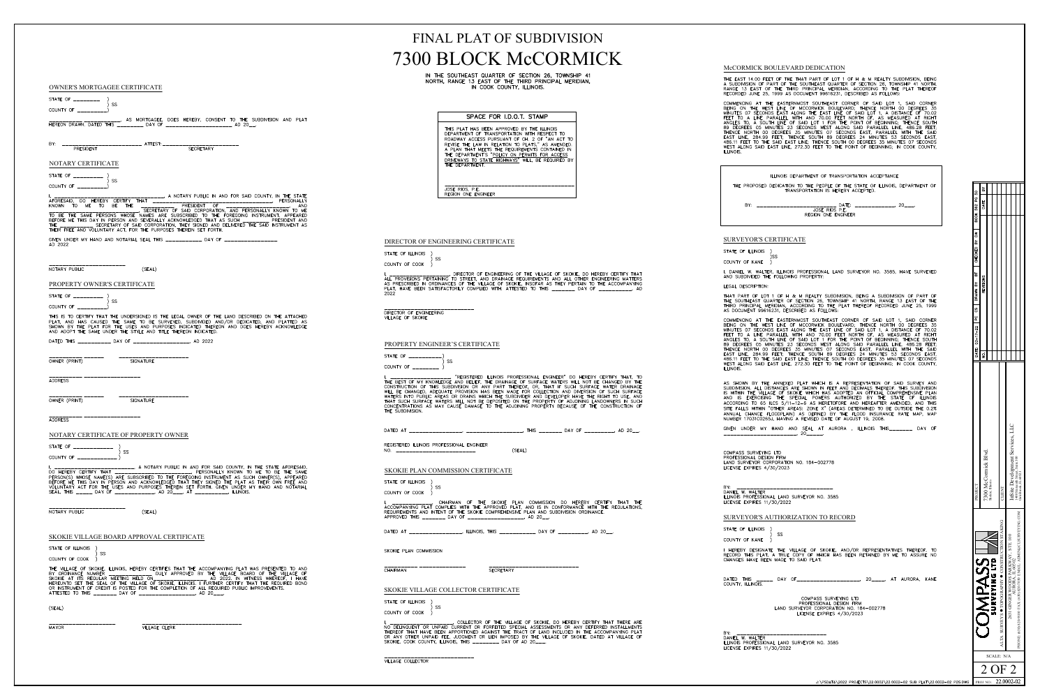# FINAL PLAT OF SUBDIVISION
# 7300 BLOCK McCORMICK

IN THE SOUTHEAST QUARTER OF SECTION 26, TOWNSHIP 41 NORTH, RANGE 13 EAST OF THE THIRD PRINCIPAL MERIDIAN, IN COOK COUNTY, ILLINOIS.

## OWNER'S MORTGAGEE CERTIFICATE

STATE OF __________ )
) SS
COUNTY OF __________)

______________________________, AS MORTGAGEE, DOES HEREBY, CONSENT TO THE SUBDIVISION AND PLAT HEREON DRAWN. DATED THIS __________ DAY OF ______________________ AD 20__.

BY: ______________________________ ATTEST: ______________________________
PRESIDENT SECRETARY

## NOTARY CERTIFICATE

STATE OF __________ )
) SS
COUNTY OF __________)

I, ______________________________, A NOTARY PUBLIC IN AND FOR SAID COUNTY, IN THE STATE AFORESAID, DO HEREBY CERTIFY THAT ______________________________, PERSONALLY KNOWN TO ME TO BE THE ______________ PRESIDENT OF ______________, AND ______________, SECRETARY OF SAID CORPORATION, AND PERSONALLY KNOWN TO ME TO BE THE SAME PERSONS WHOSE NAMES ARE SUBSCRIBED TO THE FOREGOING INSTRUMENT, APPEARED BEFORE ME THIS DAY IN PERSON AND SEVERALLY ACKNOWLEDGED THAT AS SUCH ______________ PRESIDENT AND THE ______________ SECRETARY OF SAID CORPORATION, THEY SIGNED AND DELIVERED THE SAID INSTRUMENT AS THEIR FREE AND VOLUNTARY ACT, FOR THE PURPOSES THEREIN SET FORTH.

GIVEN UNDER MY HAND AND NOTARIAL SEAL THIS ______________ DAY OF ______________ AD 2022

______________________________
NOTARY PUBLIC (SEAL)

## PROPERTY OWNER'S CERTIFICATE

STATE OF __________ )
) SS
COUNTY OF __________)

THIS IS TO CERTIFY THAT THE UNDERSIGNED IS THE LEGAL OWNER OF THE LAND DESCRIBED ON THE ATTACHED PLAT, AND HAS CAUSED THE SAME TO BE SURVEYED, SUBDIVIDED AND/OR DEDICATED, AND PLATTED AS SHOWN BY THE PLAT FOR THE USES AND PURPOSES INDICATED THEREON AND DOES HEREBY ACKNOWLEDGE AND ADOPT THE SAME UNDER THE STYLE AND TITLE THEREON INDICATED.

DATED THIS ______________ DAY OF ______________________, AD 2022

______________ ______________________
OWNER (PRINT) SIGNATURE

______________________________
ADDRESS

______________ ______________________
OWNER (PRINT) SIGNATURE

______________________________
ADDRESS

## NOTARY CERTIFICATE OF PROPERTY OWNER

STATE OF ______________ )
) SS
COUNTY OF ______________ )

I, ______________________, A NOTARY PUBLIC IN AND FOR SAID COUNTY, IN THE STATE AFORESAID, DO HEREBY CERTIFY THAT ______________________, PERSONALLY KNOWN TO ME TO BE THE SAME PERSON(S) WHOSE NAME(S) ARE SUBSCRIBED TO THE FOREGOING INSTRUMENT AS SUCH OWNER(S), APPEARED BEFORE ME THIS DAY IN PERSON AND ACKNOWLEDGED THAT THEY SIGNED THE PLAT AS THEIR OWN FREE AND VOLUNTARY ACT FOR THE USES AND PURPOSES THEREIN SET FORTH. GIVEN UNDER MY HAND AND NOTARIAL SEAL THIS ______ DAY OF ______________, AD 20___, AT ______________, ILLINOIS.

______________________________
NOTARY PUBLIC (SEAL)

## SKOKIE VILLAGE BOARD APPROVAL CERTIFICATE

STATE OF ILLINOIS )
) SS
COUNTY OF COOK )

THE VILLAGE OF SKOKIE, ILLINOIS, HEREBY CERTIFIES THAT THE ACCOMPANYING PLAT WAS PRESENTED TO AND BY ORDINANCE NUMBER ______________ DULY APPROVED BY THE VILLAGE BOARD OF THE VILLAGE OF SKOKIE AT ITS REGULAR MEETING HELD ON ______________, AD 2022. IN WITNESS WHEREOF, I HAVE HEREUNTO SET THE SEAL OF THE VILLAGE OF SKOKIE, ILLINOIS. I FURTHER CERTIFY THAT THE REQUIRED BOND OR INSTRUMENT OF CREDIT IS POSTED FOR THE COMPLETION OF ALL REQUIRED PUBLIC IMPROVEMENTS. ATTESTED TO THIS ______ DAY OF ______________, AD 20___.

(SEAL)

______________________ ______________________
MAYOR VILLAGE CLERK

## SPACE FOR I.D.O.T. STAMP

THIS PLAT HAS BEEN APPROVED BY THE ILLINOIS DEPARTMENT OF TRANSPORTATION WITH RESPECT TO ROADWAY ACCESS PURSUANT OF CH. 2 OF "AN ACT TO REVISE THE LAW IN RELATION TO PLATS," AS AMENDED. A PLAN THAT MEETS THE REQUIREMENTS CONTAINED IN THE DEPARTMENT'S "POLICY ON PERMITS FOR ACCESS DRIVEWAYS TO STATE HIGHWAYS" WILL BE REQUIRED BY THE DEPARTMENT.

______________________________
JOSE RIOS, P.E.
REGION ONE ENGINEER

## DIRECTOR OF ENGINEERING CERTIFICATE

STATE OF ILLINOIS )
) SS
COUNTY OF COOK )

I, ______________________, DIRECTOR OF ENGINEERING OF THE VILLAGE OF SKOKIE, DO HEREBY CERTIFY THAT ALL PROVISIONS PERTAINING TO STREET, AND DRAINAGE REQUIREMENTS AND ALL OTHER ENGINEERING MATTERS AS PRESCRIBED IN ORDINANCES OF THE VILLAGE OF SKOKIE, INSOFAR AS THEY PERTAIN TO THE ACCOMPANYING PLAT, HAVE BEEN SATISFACTORILY COMPLIED WITH. ATTESTED TO THIS ________ DAY OF ______________, AD 2022

______________________________
DIRECTOR OF ENGINEERING
VILLAGE OF SKOKIE

## PROPERTY ENGINEER'S CERTIFICATE

STATE OF __________ )
) SS
COUNTY OF __________ )

I, ______________________ "REGISTERED ILLINOIS PROFESSIONAL ENGINEER" DO HEREBY CERTIFY THAT, TO THE BEST OF MY KNOWLEDGE AND BELIEF, THE DRAINAGE OF SURFACE WATERS WILL NOT BE CHANGED BY THE CONSTRUCTION OF THIS SUBDIVISION OR, ANY PART THEREOF, OR, THAT IF SUCH SURFACE WATER DRAINAGE WILL BE CHANGED, ADEQUATE PROVISION HAS BEEN MADE FOR COLLECTION AND DIVERSION OF SUCH SURFACE WATERS INTO PUBLIC AREAS OR DRAINS WHICH THE SUBDIVIDER AND DEVELOPER HAVE THE RIGHT TO USE, AND THAT SUCH SURFACE WATERS WILL NOT BE DEPOSITED ON THE PROPERTY OF ADJOINING LANDOWNERS IN SUCH CONCENTRATIONS AS MAY CAUSE DAMAGE TO THE ADJOINING PROPERTY BECAUSE OF THE CONSTRUCTION OF THE SUBDIVISION.

DATED AT ______________________, ______________________, THIS ________ DAY OF __________, AD 20__.

REGISTERED ILLINOIS PROFESSIONAL ENGINEER
NO. ______________________ (SEAL)

## SKOKIE PLAN COMMISSION CERTIFICATE

STATE OF ILLINOIS )
) SS
COUNTY OF COOK )

I, ______________________, CHAIRMAN OF THE SKOKIE PLAN COMMISSION DO HEREBY CERTIFY THAT THE ACCOMPANYING PLAT COMPLIES WITH THE APPROVED PLAT, AND IS IN CONFORMANCE WITH THE REGULATIONS, REQUIREMENTS AND INTENT OF THE SKOKIE COMPREHENSIVE PLAN AND SUBDIVISION ORDINANCE. APPROVED THIS ________ DAY OF ______________________, AD 20__.

DATED AT ______________________, ILLINOIS, THIS ______________ DAY OF __________, AD 20__.

SKOKIE PLAN COMMISSION

______________________ ______________________
CHAIRMAN SECRETARY

## SKOKIE VILLAGE COLLECTOR CERTIFICATE

STATE OF ILLINOIS )
) SS
COUNTY OF COOK )

I, ______________________, COLLECTOR OF THE VILLAGE OF SKOKIE, DO HEREBY CERTIFY THAT THERE ARE NO DELINQUENT OR UNPAID CURRENT OR FORFEITED SPECIAL ASSESSMENTS OR ANY DEFERRED INSTALLMENTS THEREOF THAT HAVE BEEN APPORTIONED AGAINST THE TRACT OF LAND INCLUDED IN THE ACCOMPANYING PLAT OR ANY OTHER UNPAID FEE, JUDGMENT OR LIEN IMPOSED BY THE VILLAGE OF SKOKIE. DATED AT VILLAGE OF SKOKIE, COOK COUNTY, ILLINOIS, THIS ________ DAY OF AD 20___.

______________________________
VILLAGE COLLECTOR

## McCORMICK BOULEVARD DEDICATION

THE EAST 14.00 FEET OF THE THAT PART OF LOT 1 OF H & M REALTY SUBDIVISION, BEING A SUBDIVISION OF PART OF THE SOUTHEAST QUARTER OF SECTION 26, TOWNSHIP 41 NORTH, RANGE 13 EAST OF THE THIRD PRINCIPAL MERIDIAN, ACCORDING TO THE PLAT THEREOF RECORDED JUNE 25, 1999 AS DOCUMENT 99616231, DESCRIBED AS FOLLOWS:

COMMENCING AT THE EASTERNMOST SOUTHEAST CORNER OF SAID LOT 1, SAID CORNER BEING ON THE WEST LINE OF MCCORMICK BOULEVARD; THENCE NORTH 00 DEGREES 35 MINUTES 07 SECONDS EAST ALONG THE EAST LINE OF SAID LOT 1, A DISTANCE OF 70.02 FEET TO A LINE PARALLEL WITH AND 70.00 FEET NORTH OF, AS MEASURED AT RIGHT ANGLES TO, A SOUTH LINE OF SAID LOT 1 FOR THE POINT OF BEGINNING; THENCE SOUTH 89 DEGREES 05 MINUTES 23 SECONDS WEST ALONG SAID PARALLEL LINE, 486.28 FEET; THENCE NORTH 00 DEGREES 35 MINUTES 07 SECONDS EAST, PARALLEL WITH THE SAID EAST LINE, 284.99 FEET; THENCE SOUTH 89 DEGREES 24 MINUTES 53 SECONDS EAST, 486.11 FEET TO THE SAID EAST LINE; THENCE SOUTH 00 DEGREES 35 MINUTES 07 SECONDS WEST ALONG SAID EAST LINE, 272.30 FEET TO THE POINT OF BEGINNING, IN COOK COUNTY, ILLINOIS.

### ILLINOIS DEPARTMENT OF TRANSPORTATION ACCEPTANCE

THE PROPOSED DEDICATION TO THE PEOPLE OF THE STATE OF ILLINOIS, DEPARTMENT OF TRANSPORTATION IS HEREBY ACCEPTED.

BY: ______________________________ DATE: ______________, 20____.
JOSE RIOS, P.E.
REGION ONE ENGINEER

## SURVEYOR'S CERTIFICATE

STATE OF ILLINOIS )
)SS
COUNTY OF KANE )

I, DANIEL W. WALTER, ILLINOIS PROFESSIONAL LAND SURVEYOR NO. 3585, HAVE SURVEYED AND SUBDIVIDED THE FOLLOWING PROPERTY:

LEGAL DESCRIPTION:

THAT PART OF LOT 1 OF H & M REALTY SUBDIVISION, BEING A SUBDIVISION OF PART OF THE SOUTHEAST QUARTER OF SECTION 26, TOWNSHIP 41 NORTH, RANGE 13 EAST OF THE THIRD PRINCIPAL MERIDIAN, ACCORDING TO THE PLAT THEREOF RECORDED JUNE 25, 1999 AS DOCUMENT 99616231, DESCRIBED AS FOLLOWS:

COMMENCING AT THE EASTERNMOST SOUTHEAST CORNER OF SAID LOT 1, SAID CORNER BEING ON THE WEST LINE OF MCCORMICK BOULEVARD; THENCE NORTH 00 DEGREES 35 MINUTES 07 SECONDS EAST ALONG THE EAST LINE OF SAID LOT 1, A DISTANCE OF 70.02 FEET TO A LINE PARALLEL WITH AND 70.00 FEET NORTH OF, AS MEASURED AT RIGHT ANGLES TO, A SOUTH LINE OF SAID LOT 1 FOR THE POINT OF BEGINNING; THENCE SOUTH 89 DEGREES 05 MINUTES 23 SECONDS WEST ALONG SAID PARALLEL LINE, 486.28 FEET; THENCE NORTH 00 DEGREES 35 MINUTES 07 SECONDS EAST, PARALLEL WITH THE SAID EAST LINE, 284.99 FEET; THENCE SOUTH 89 DEGREES 24 MINUTES 53 SECONDS EAST, 486.11 FEET TO THE SAID EAST LINE; THENCE SOUTH 00 DEGREES 35 MINUTES 07 SECONDS WEST ALONG SAID EAST LINE, 272.30 FEET TO THE POINT OF BEGINNING, IN COOK COUNTY, ILLINOIS.

AS SHOWN BY THE ANNEXED PLAT WHICH IS A REPRESENTATION OF SAID SURVEY AND SUBDIVISION. ALL DISTANCES ARE SHOWN IN FEET AND DECIMALS THEREOF. THIS SUBDIVISION IS WITHIN THE VILLAGE OF SKOKIE WHICH HAS ADOPTED AN OFFICIAL COMPREHENSIVE PLAN AND IS EXERCISING THE SPECIAL POWERS AUTHORIZED BY THE STATE OF ILLINOIS ACCORDING TO 65 ILCS 5/11-12-6 AS HERETOFORE AND HEREAFTER AMENDED, AND THIS SITE FALLS WITHIN "OTHER AREAS: ZONE X" (AREAS DETERMINED TO BE OUTSIDE THE 0.2% ANNUAL CHANCE FLOODPLAIN) AS DEFINED BY THE FLOOD INSURANCE RATE MAP, MAP NUMBER 17031C0265J, HAVING A REVISED DATE OF AUGUST 19, 2008.

GIVEN UNDER MY HAND AND SEAL AT AURORA, ILLINOIS THIS ________ DAY OF ______________________, 20____.

COMPASS SURVEYING LTD
PROFESSIONAL DESIGN FIRM
LAND SURVEYOR CORPORATION NO. 184-002778
LICENSE EXPIRES 4/30/2023

BY: ______________________________
DANIEL W. WALTER
ILLINOIS PROFESSIONAL LAND SURVEYOR NO. 3585
LICENSE EXPIRES 11/30/2022

## SURVEYOR'S AUTHORIZATION TO RECORD

STATE OF ILLINOIS )
) SS
COUNTY OF KANE )

I HEREBY DESIGNATE THE VILLAGE OF SKOKIE, AND/OR REPRESENTATIVES THEREOF, TO RECORD THIS PLAT, A TRUE COPY OF WHICH HAS BEEN RETAINED BY ME TO ASSURE NO CHANGES HAVE BEEN MADE TO SAID PLAT.

DATED THIS ______ DAY OF ______________________, 20____, AT AURORA, KANE COUNTY, ILLINOIS.

COMPASS SURVEYING LTD
PROFESSIONAL DESIGN FIRM
LAND SURVEYOR CORPORATION NO. 184-002778
LICENSE EXPIRES 4/30/2023

BY: ______________________________
DANIEL W. WALTER
ILLINOIS PROFESSIONAL LAND SURVEYOR NO. 3585
LICENSE EXPIRES 11/30/2022

J:\PSDATA\2022 PROJECTS\22.0002\22.0002-02 SUB PLAT\22.0002-02 PDS.DWG

| DATE | FC | DRAWN BY | CHECKED BY | BOOK/PG | DATE | BY |
|---|---|---|---|---|---|---|
| 03-17-22 | DS | RT | | | | |
| NO. | | REVISIONS | | | | |

PROJECT: 7300 McCormick Blvd. Skokie, Illinois

CLIENT: Infinite Development Services, LLC

COMPASS SURVEYING LTD
ALTA SURVEYS • TOPOGRAPHY • CONSTRUCTION STAKING
2631 GINGER WOODS PARKWAY • STE 100 AURORA, IL 60502

SCALE: N/A

2 OF 2

PROJ. NO. 22.0002-02